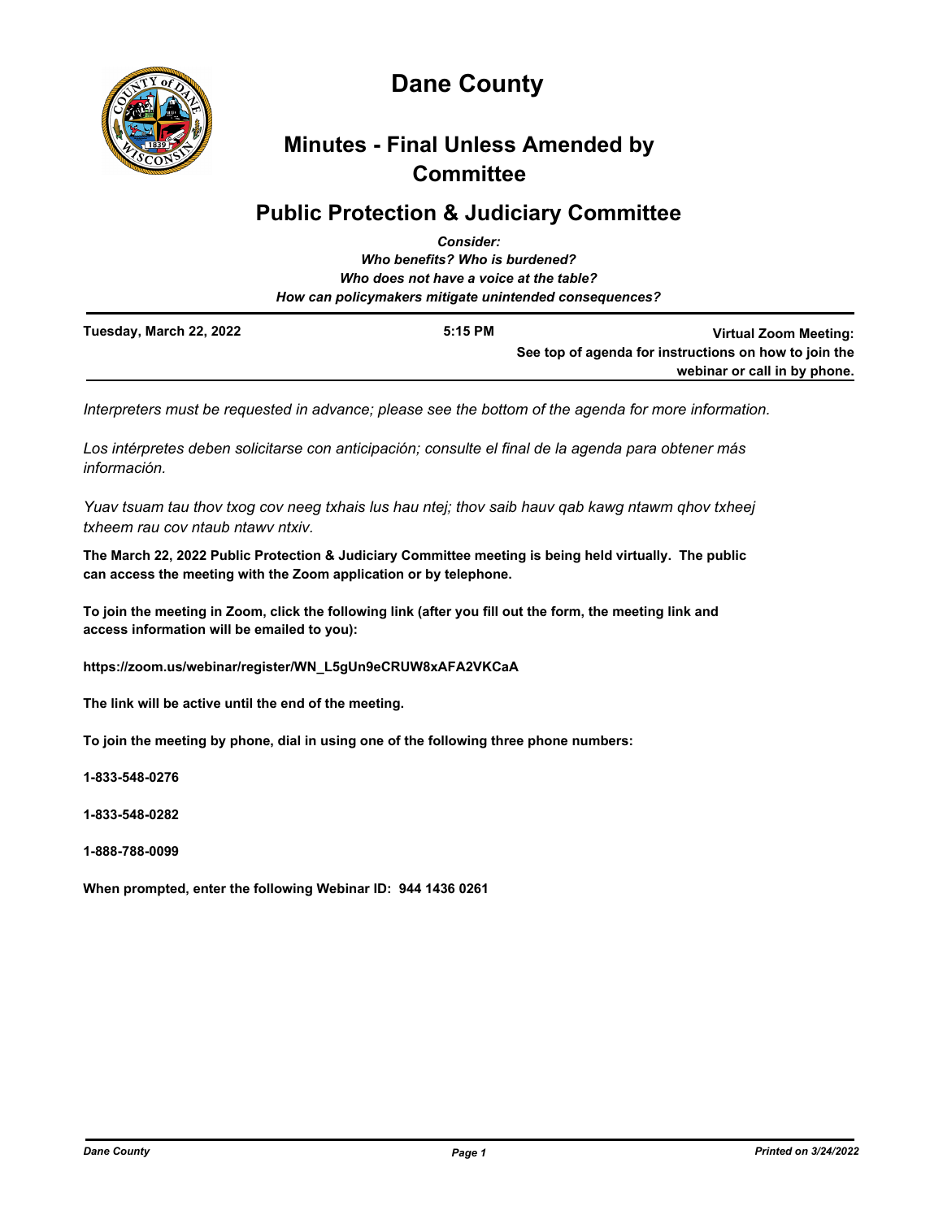# Dane County

## Minutes - Final Unless Amended by Committee

## Public Protection & Judiciary Committee

*Consider:*
*Who benefits? Who is burdened?*
*Who does not have a voice at the table?*
*How can policymakers mitigate unintended consequences?*

| | | |
|---|---|---|
| **Tuesday, March 22, 2022** | **5:15 PM** | **Virtual Zoom Meeting: See top of agenda for instructions on how to join the webinar or call in by phone.** |

*Interpreters must be requested in advance; please see the bottom of the agenda for more information.*

*Los intérpretes deben solicitarse con anticipación; consulte el final de la agenda para obtener más información.*

*Yuav tsuam tau thov txog cov neeg txhais lus hau ntej; thov saib hauv qab kawg ntawm qhov txheej txheem rau cov ntaub ntawv ntxiv.*

**The March 22, 2022 Public Protection & Judiciary Committee meeting is being held virtually. The public can access the meeting with the Zoom application or by telephone.**

**To join the meeting in Zoom, click the following link (after you fill out the form, the meeting link and access information will be emailed to you):**

**https://zoom.us/webinar/register/WN_L5gUn9eCRUW8xAFA2VKCaA**

**The link will be active until the end of the meeting.**

**To join the meeting by phone, dial in using one of the following three phone numbers:**

**1-833-548-0276**

**1-833-548-0282**

**1-888-788-0099**

**When prompted, enter the following Webinar ID: 944 1436 0261**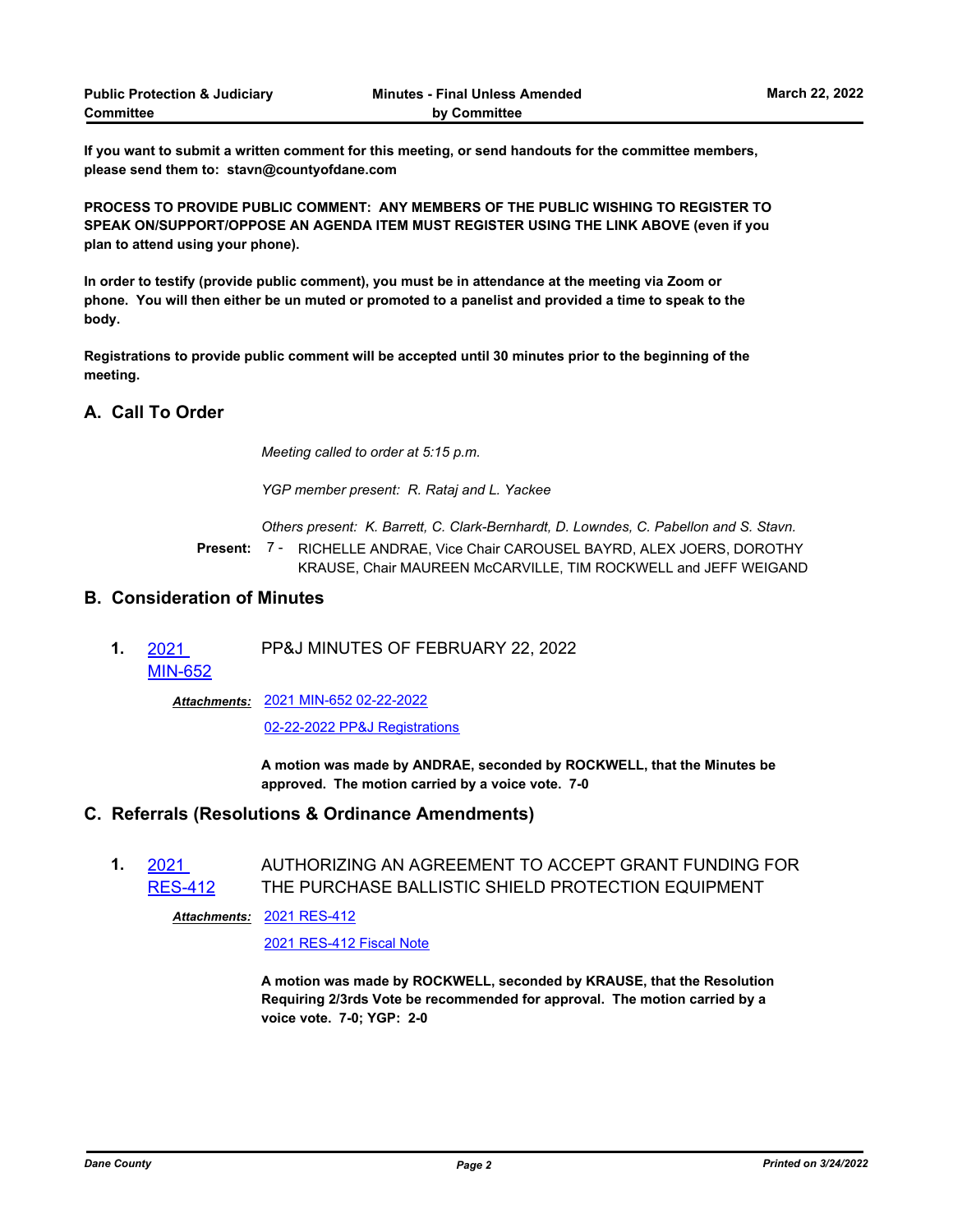**If you want to submit a written comment for this meeting, or send handouts for the committee members, please send them to: stavn@countyofdane.com**

**PROCESS TO PROVIDE PUBLIC COMMENT: ANY MEMBERS OF THE PUBLIC WISHING TO REGISTER TO SPEAK ON/SUPPORT/OPPOSE AN AGENDA ITEM MUST REGISTER USING THE LINK ABOVE (even if you plan to attend using your phone).**

**In order to testify (provide public comment), you must be in attendance at the meeting via Zoom or phone. You will then either be un muted or promoted to a panelist and provided a time to speak to the body.**

**Registrations to provide public comment will be accepted until 30 minutes prior to the beginning of the meeting.**

## A. Call To Order

*Meeting called to order at 5:15 p.m.*

*YGP member present: R. Rataj and L. Yackee*

*Others present: K. Barrett, C. Clark-Bernhardt, D. Lowndes, C. Pabellon and S. Stavn.*

**Present:** 7 - RICHELLE ANDRAE, Vice Chair CAROUSEL BAYRD, ALEX JOERS, DOROTHY KRAUSE, Chair MAUREEN McCARVILLE, TIM ROCKWELL and JEFF WEIGAND

## B. Consideration of Minutes

**1.** 2021 MIN-652 PP&J MINUTES OF FEBRUARY 22, 2022

***Attachments:*** 2021 MIN-652 02-22-2022

02-22-2022 PP&J Registrations

**A motion was made by ANDRAE, seconded by ROCKWELL, that the Minutes be approved. The motion carried by a voice vote. 7-0**

## C. Referrals (Resolutions & Ordinance Amendments)

**1.** 2021 RES-412 AUTHORIZING AN AGREEMENT TO ACCEPT GRANT FUNDING FOR THE PURCHASE BALLISTIC SHIELD PROTECTION EQUIPMENT

***Attachments:*** 2021 RES-412

2021 RES-412 Fiscal Note

**A motion was made by ROCKWELL, seconded by KRAUSE, that the Resolution Requiring 2/3rds Vote be recommended for approval. The motion carried by a voice vote. 7-0; YGP: 2-0**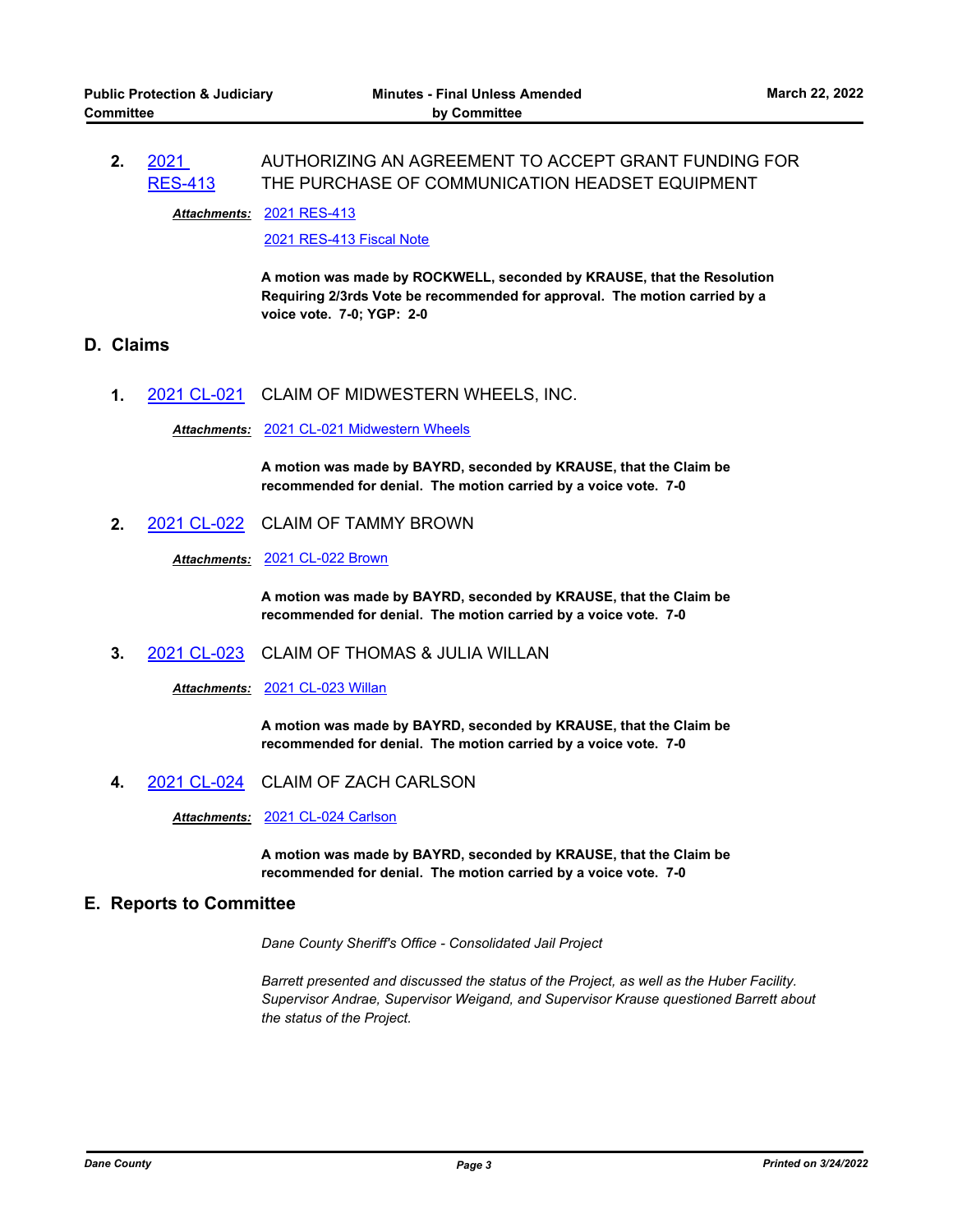**2.** 2021 RES-413 AUTHORIZING AN AGREEMENT TO ACCEPT GRANT FUNDING FOR THE PURCHASE OF COMMUNICATION HEADSET EQUIPMENT

***Attachments:*** 2021 RES-413

2021 RES-413 Fiscal Note

**A motion was made by ROCKWELL, seconded by KRAUSE, that the Resolution Requiring 2/3rds Vote be recommended for approval. The motion carried by a voice vote. 7-0; YGP: 2-0**

## D. Claims

**1.** 2021 CL-021 CLAIM OF MIDWESTERN WHEELS, INC.

***Attachments:*** 2021 CL-021 Midwestern Wheels

**A motion was made by BAYRD, seconded by KRAUSE, that the Claim be recommended for denial. The motion carried by a voice vote. 7-0**

**2.** 2021 CL-022 CLAIM OF TAMMY BROWN

***Attachments:*** 2021 CL-022 Brown

**A motion was made by BAYRD, seconded by KRAUSE, that the Claim be recommended for denial. The motion carried by a voice vote. 7-0**

**3.** 2021 CL-023 CLAIM OF THOMAS & JULIA WILLAN

***Attachments:*** 2021 CL-023 Willan

**A motion was made by BAYRD, seconded by KRAUSE, that the Claim be recommended for denial. The motion carried by a voice vote. 7-0**

**4.** 2021 CL-024 CLAIM OF ZACH CARLSON

***Attachments:*** 2021 CL-024 Carlson

**A motion was made by BAYRD, seconded by KRAUSE, that the Claim be recommended for denial. The motion carried by a voice vote. 7-0**

## E. Reports to Committee

*Dane County Sheriff's Office - Consolidated Jail Project*

*Barrett presented and discussed the status of the Project, as well as the Huber Facility. Supervisor Andrae, Supervisor Weigand, and Supervisor Krause questioned Barrett about the status of the Project.*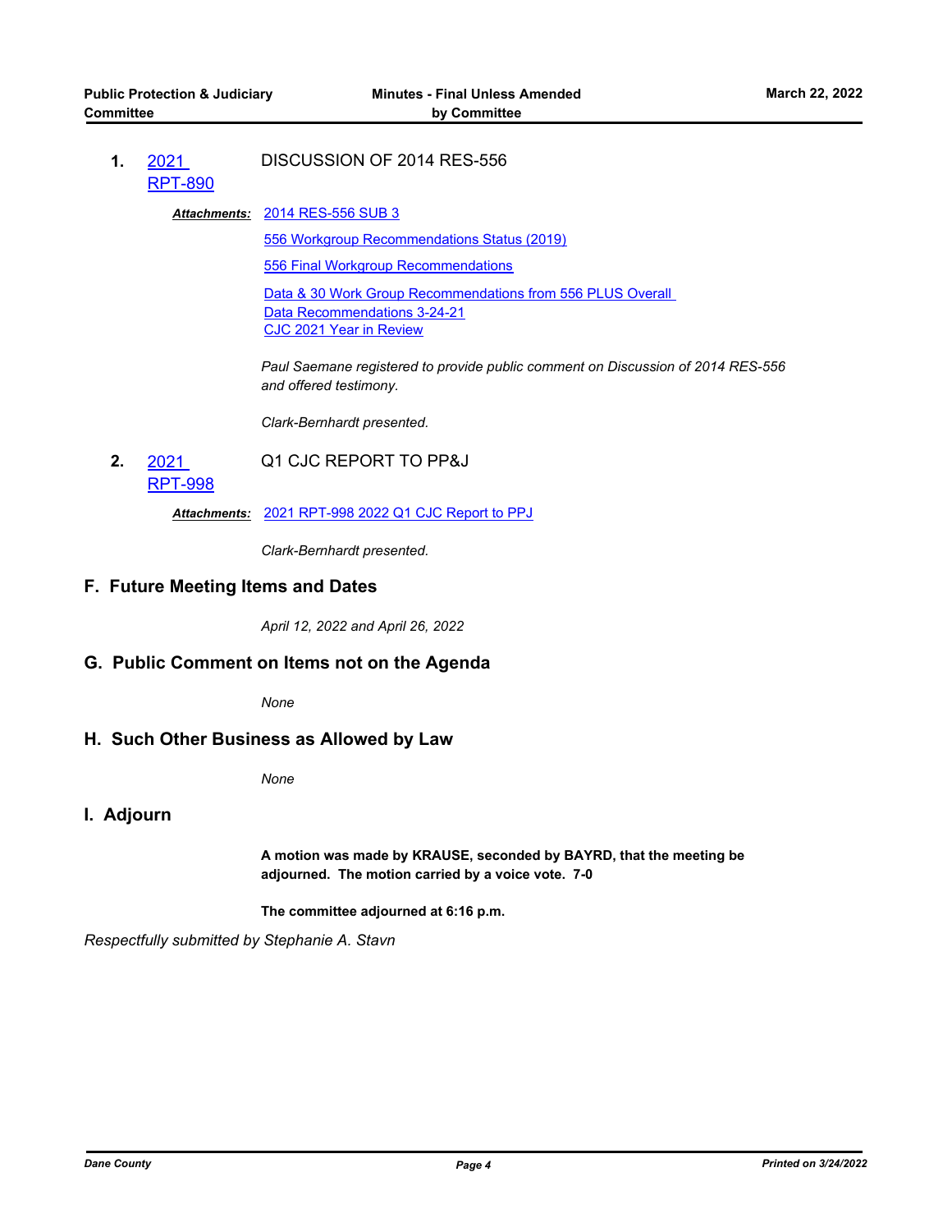1. **2021 RPT-890** DISCUSSION OF 2014 RES-556

   ***Attachments:*** 2014 RES-556 SUB 3

   556 Workgroup Recommendations Status (2019)

   556 Final Workgroup Recommendations

   Data & 30 Work Group Recommendations from 556 PLUS Overall Data Recommendations 3-24-21

   CJC 2021 Year in Review

   *Paul Saemane registered to provide public comment on Discussion of 2014 RES-556 and offered testimony.*

   *Clark-Bernhardt presented.*

2. **2021 RPT-998** Q1 CJC REPORT TO PP&J

   ***Attachments:*** 2021 RPT-998 2022 Q1 CJC Report to PPJ

   *Clark-Bernhardt presented.*

## F. Future Meeting Items and Dates

*April 12, 2022 and April 26, 2022*

## G. Public Comment on Items not on the Agenda

*None*

## H. Such Other Business as Allowed by Law

*None*

## I. Adjourn

**A motion was made by KRAUSE, seconded by BAYRD, that the meeting be adjourned. The motion carried by a voice vote. 7-0**

**The committee adjourned at 6:16 p.m.**

*Respectfully submitted by Stephanie A. Stavn*